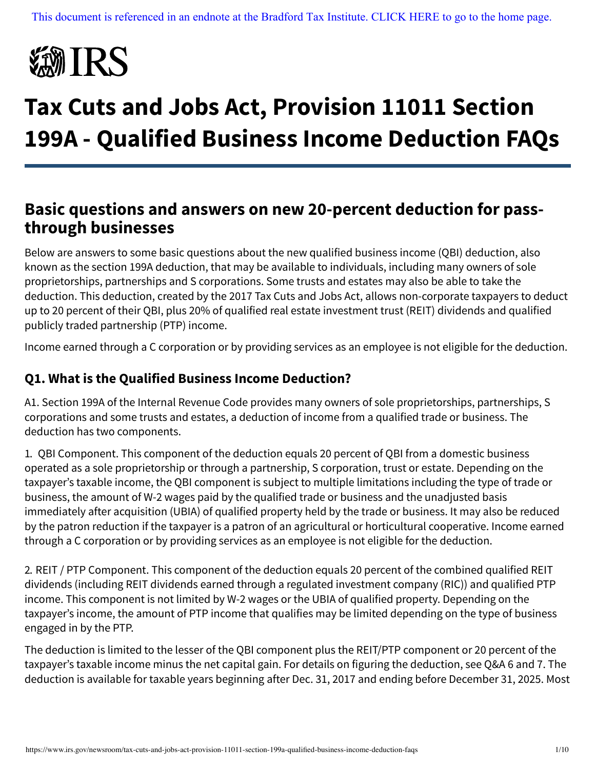This document is referenced in an endnote at the Bradford Tax Institute. CLICK HERE to go to the home page.

IRS

# Tax Cuts and Jobs Act, Provision 11011 Section 199A - Qualified Business Income Deduction FAQs

## Basic questions and answers on new 20-percent deduction for pass-through businesses

Below are answers to some basic questions about the new qualified business income (QBI) deduction, also known as the section 199A deduction, that may be available to individuals, including many owners of sole proprietorships, partnerships and S corporations. Some trusts and estates may also be able to take the deduction. This deduction, created by the 2017 Tax Cuts and Jobs Act, allows non-corporate taxpayers to deduct up to 20 percent of their QBI, plus 20% of qualified real estate investment trust (REIT) dividends and qualified publicly traded partnership (PTP) income.

Income earned through a C corporation or by providing services as an employee is not eligible for the deduction.

### Q1. What is the Qualified Business Income Deduction?

A1. Section 199A of the Internal Revenue Code provides many owners of sole proprietorships, partnerships, S corporations and some trusts and estates, a deduction of income from a qualified trade or business. The deduction has two components.

1. QBI Component. This component of the deduction equals 20 percent of QBI from a domestic business operated as a sole proprietorship or through a partnership, S corporation, trust or estate. Depending on the taxpayer's taxable income, the QBI component is subject to multiple limitations including the type of trade or business, the amount of W-2 wages paid by the qualified trade or business and the unadjusted basis immediately after acquisition (UBIA) of qualified property held by the trade or business. It may also be reduced by the patron reduction if the taxpayer is a patron of an agricultural or horticultural cooperative. Income earned through a C corporation or by providing services as an employee is not eligible for the deduction.

2. REIT / PTP Component. This component of the deduction equals 20 percent of the combined qualified REIT dividends (including REIT dividends earned through a regulated investment company (RIC)) and qualified PTP income. This component is not limited by W-2 wages or the UBIA of qualified property. Depending on the taxpayer's income, the amount of PTP income that qualifies may be limited depending on the type of business engaged in by the PTP.

The deduction is limited to the lesser of the QBI component plus the REIT/PTP component or 20 percent of the taxpayer's taxable income minus the net capital gain. For details on figuring the deduction, see Q&A 6 and 7. The deduction is available for taxable years beginning after Dec. 31, 2017 and ending before December 31, 2025. Most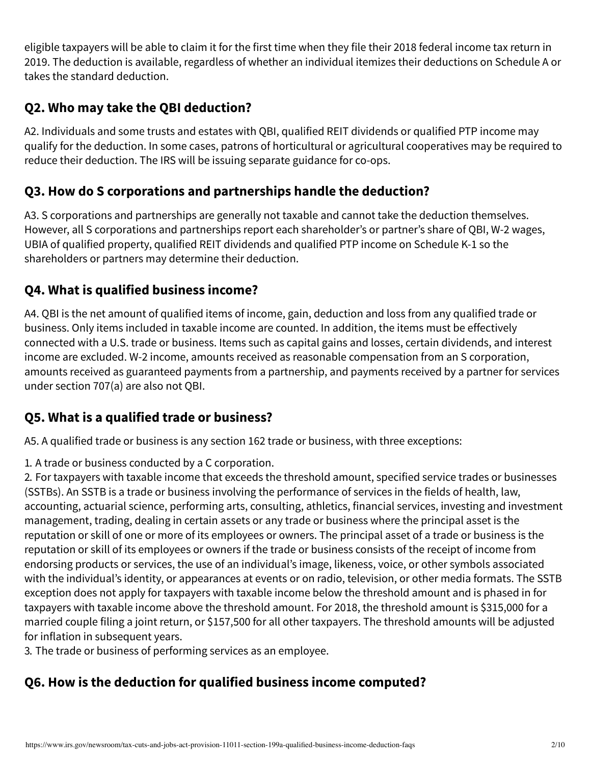eligible taxpayers will be able to claim it for the first time when they file their 2018 federal income tax return in 2019. The deduction is available, regardless of whether an individual itemizes their deductions on Schedule A or takes the standard deduction.

## Q2. Who may take the QBI deduction?

A2. Individuals and some trusts and estates with QBI, qualified REIT dividends or qualified PTP income may qualify for the deduction. In some cases, patrons of horticultural or agricultural cooperatives may be required to reduce their deduction. The IRS will be issuing separate guidance for co-ops.

## Q3. How do S corporations and partnerships handle the deduction?

A3. S corporations and partnerships are generally not taxable and cannot take the deduction themselves. However, all S corporations and partnerships report each shareholder's or partner's share of QBI, W-2 wages, UBIA of qualified property, qualified REIT dividends and qualified PTP income on Schedule K-1 so the shareholders or partners may determine their deduction.

## Q4. What is qualified business income?

A4. QBI is the net amount of qualified items of income, gain, deduction and loss from any qualified trade or business. Only items included in taxable income are counted. In addition, the items must be effectively connected with a U.S. trade or business. Items such as capital gains and losses, certain dividends, and interest income are excluded. W-2 income, amounts received as reasonable compensation from an S corporation, amounts received as guaranteed payments from a partnership, and payments received by a partner for services under section 707(a) are also not QBI.

## Q5. What is a qualified trade or business?

A5. A qualified trade or business is any section 162 trade or business, with three exceptions:

1. A trade or business conducted by a C corporation.
2. For taxpayers with taxable income that exceeds the threshold amount, specified service trades or businesses (SSTBs). An SSTB is a trade or business involving the performance of services in the fields of health, law, accounting, actuarial science, performing arts, consulting, athletics, financial services, investing and investment management, trading, dealing in certain assets or any trade or business where the principal asset is the reputation or skill of one or more of its employees or owners. The principal asset of a trade or business is the reputation or skill of its employees or owners if the trade or business consists of the receipt of income from endorsing products or services, the use of an individual's image, likeness, voice, or other symbols associated with the individual's identity, or appearances at events or on radio, television, or other media formats. The SSTB exception does not apply for taxpayers with taxable income below the threshold amount and is phased in for taxpayers with taxable income above the threshold amount. For 2018, the threshold amount is $315,000 for a married couple filing a joint return, or $157,500 for all other taxpayers. The threshold amounts will be adjusted for inflation in subsequent years.
3. The trade or business of performing services as an employee.

## Q6. How is the deduction for qualified business income computed?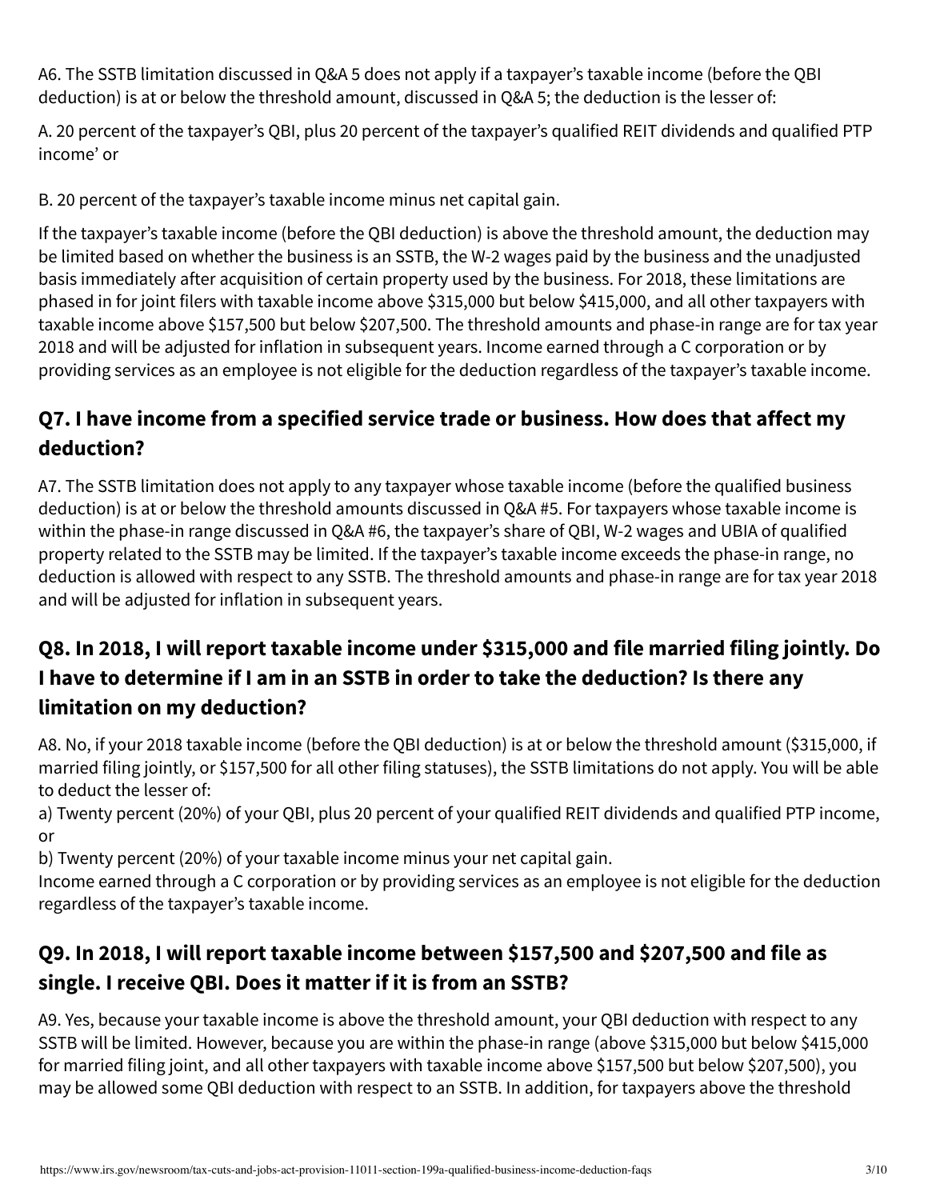A6. The SSTB limitation discussed in Q&A 5 does not apply if a taxpayer's taxable income (before the QBI deduction) is at or below the threshold amount, discussed in Q&A 5; the deduction is the lesser of:

A. 20 percent of the taxpayer's QBI, plus 20 percent of the taxpayer's qualified REIT dividends and qualified PTP income' or

B. 20 percent of the taxpayer's taxable income minus net capital gain.

If the taxpayer's taxable income (before the QBI deduction) is above the threshold amount, the deduction may be limited based on whether the business is an SSTB, the W-2 wages paid by the business and the unadjusted basis immediately after acquisition of certain property used by the business. For 2018, these limitations are phased in for joint filers with taxable income above $315,000 but below $415,000, and all other taxpayers with taxable income above $157,500 but below $207,500. The threshold amounts and phase-in range are for tax year 2018 and will be adjusted for inflation in subsequent years. Income earned through a C corporation or by providing services as an employee is not eligible for the deduction regardless of the taxpayer's taxable income.

## Q7. I have income from a specified service trade or business. How does that affect my deduction?

A7. The SSTB limitation does not apply to any taxpayer whose taxable income (before the qualified business deduction) is at or below the threshold amounts discussed in Q&A #5. For taxpayers whose taxable income is within the phase-in range discussed in Q&A #6, the taxpayer's share of QBI, W-2 wages and UBIA of qualified property related to the SSTB may be limited. If the taxpayer's taxable income exceeds the phase-in range, no deduction is allowed with respect to any SSTB. The threshold amounts and phase-in range are for tax year 2018 and will be adjusted for inflation in subsequent years.

## Q8. In 2018, I will report taxable income under $315,000 and file married filing jointly. Do I have to determine if I am in an SSTB in order to take the deduction? Is there any limitation on my deduction?

A8. No, if your 2018 taxable income (before the QBI deduction) is at or below the threshold amount ($315,000, if married filing jointly, or $157,500 for all other filing statuses), the SSTB limitations do not apply. You will be able to deduct the lesser of:
a) Twenty percent (20%) of your QBI, plus 20 percent of your qualified REIT dividends and qualified PTP income, or
b) Twenty percent (20%) of your taxable income minus your net capital gain.
Income earned through a C corporation or by providing services as an employee is not eligible for the deduction regardless of the taxpayer's taxable income.

## Q9. In 2018, I will report taxable income between $157,500 and $207,500 and file as single. I receive QBI. Does it matter if it is from an SSTB?

A9. Yes, because your taxable income is above the threshold amount, your QBI deduction with respect to any SSTB will be limited. However, because you are within the phase-in range (above $315,000 but below $415,000 for married filing joint, and all other taxpayers with taxable income above $157,500 but below $207,500), you may be allowed some QBI deduction with respect to an SSTB. In addition, for taxpayers above the threshold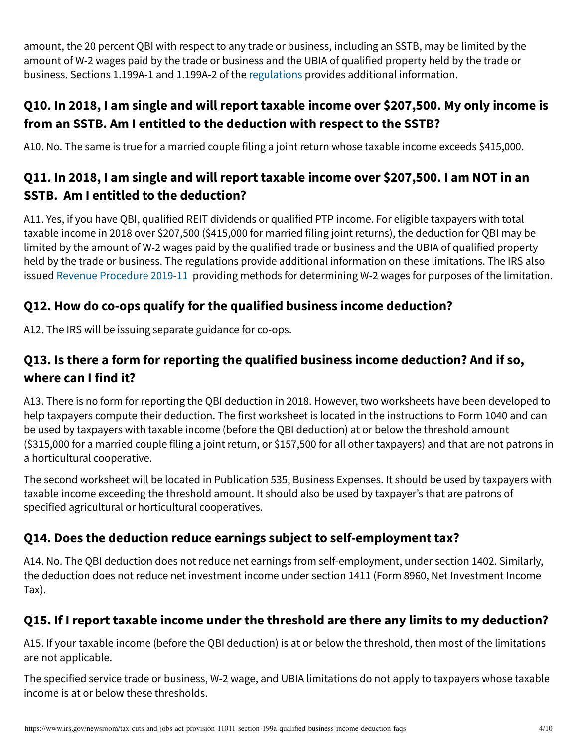amount, the 20 percent QBI with respect to any trade or business, including an SSTB, may be limited by the amount of W-2 wages paid by the trade or business and the UBIA of qualified property held by the trade or business. Sections 1.199A-1 and 1.199A-2 of the regulations provides additional information.

## Q10. In 2018, I am single and will report taxable income over $207,500. My only income is from an SSTB. Am I entitled to the deduction with respect to the SSTB?

A10. No. The same is true for a married couple filing a joint return whose taxable income exceeds $415,000.

## Q11. In 2018, I am single and will report taxable income over $207,500. I am NOT in an SSTB. Am I entitled to the deduction?

A11. Yes, if you have QBI, qualified REIT dividends or qualified PTP income. For eligible taxpayers with total taxable income in 2018 over $207,500 ($415,000 for married filing joint returns), the deduction for QBI may be limited by the amount of W-2 wages paid by the qualified trade or business and the UBIA of qualified property held by the trade or business. The regulations provide additional information on these limitations. The IRS also issued Revenue Procedure 2019-11 providing methods for determining W-2 wages for purposes of the limitation.

## Q12. How do co-ops qualify for the qualified business income deduction?

A12. The IRS will be issuing separate guidance for co-ops.

## Q13. Is there a form for reporting the qualified business income deduction? And if so, where can I find it?

A13. There is no form for reporting the QBI deduction in 2018. However, two worksheets have been developed to help taxpayers compute their deduction. The first worksheet is located in the instructions to Form 1040 and can be used by taxpayers with taxable income (before the QBI deduction) at or below the threshold amount ($315,000 for a married couple filing a joint return, or $157,500 for all other taxpayers) and that are not patrons in a horticultural cooperative.

The second worksheet will be located in Publication 535, Business Expenses. It should be used by taxpayers with taxable income exceeding the threshold amount. It should also be used by taxpayer's that are patrons of specified agricultural or horticultural cooperatives.

## Q14. Does the deduction reduce earnings subject to self-employment tax?

A14. No. The QBI deduction does not reduce net earnings from self-employment, under section 1402. Similarly, the deduction does not reduce net investment income under section 1411 (Form 8960, Net Investment Income Tax).

## Q15. If I report taxable income under the threshold are there any limits to my deduction?

A15. If your taxable income (before the QBI deduction) is at or below the threshold, then most of the limitations are not applicable.

The specified service trade or business, W-2 wage, and UBIA limitations do not apply to taxpayers whose taxable income is at or below these thresholds.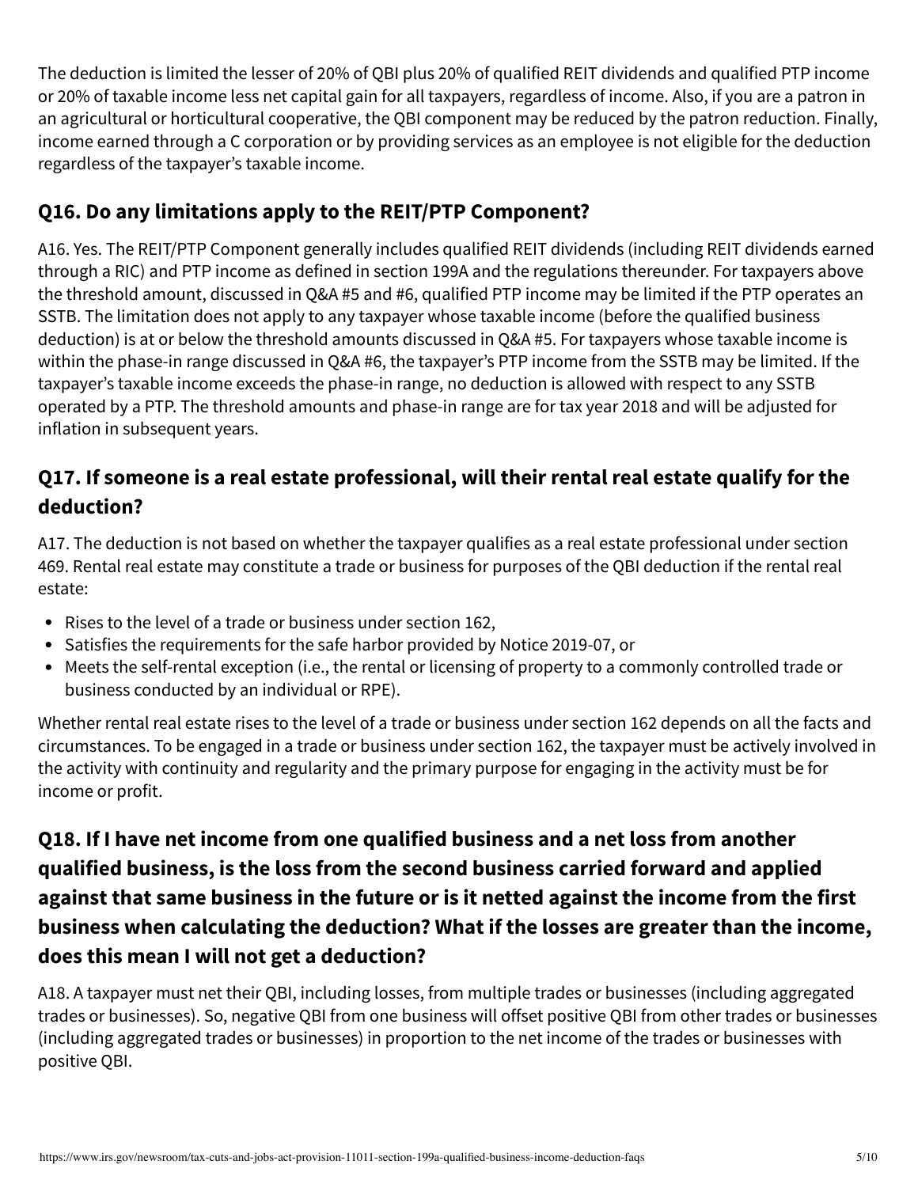The deduction is limited the lesser of 20% of QBI plus 20% of qualified REIT dividends and qualified PTP income or 20% of taxable income less net capital gain for all taxpayers, regardless of income. Also, if you are a patron in an agricultural or horticultural cooperative, the QBI component may be reduced by the patron reduction. Finally, income earned through a C corporation or by providing services as an employee is not eligible for the deduction regardless of the taxpayer's taxable income.

## Q16. Do any limitations apply to the REIT/PTP Component?

A16. Yes. The REIT/PTP Component generally includes qualified REIT dividends (including REIT dividends earned through a RIC) and PTP income as defined in section 199A and the regulations thereunder. For taxpayers above the threshold amount, discussed in Q&A #5 and #6, qualified PTP income may be limited if the PTP operates an SSTB. The limitation does not apply to any taxpayer whose taxable income (before the qualified business deduction) is at or below the threshold amounts discussed in Q&A #5. For taxpayers whose taxable income is within the phase-in range discussed in Q&A #6, the taxpayer's PTP income from the SSTB may be limited. If the taxpayer's taxable income exceeds the phase-in range, no deduction is allowed with respect to any SSTB operated by a PTP. The threshold amounts and phase-in range are for tax year 2018 and will be adjusted for inflation in subsequent years.

## Q17. If someone is a real estate professional, will their rental real estate qualify for the deduction?

A17. The deduction is not based on whether the taxpayer qualifies as a real estate professional under section 469. Rental real estate may constitute a trade or business for purposes of the QBI deduction if the rental real estate:

- Rises to the level of a trade or business under section 162,
- Satisfies the requirements for the safe harbor provided by Notice 2019-07, or
- Meets the self-rental exception (i.e., the rental or licensing of property to a commonly controlled trade or business conducted by an individual or RPE).

Whether rental real estate rises to the level of a trade or business under section 162 depends on all the facts and circumstances. To be engaged in a trade or business under section 162, the taxpayer must be actively involved in the activity with continuity and regularity and the primary purpose for engaging in the activity must be for income or profit.

## Q18. If I have net income from one qualified business and a net loss from another qualified business, is the loss from the second business carried forward and applied against that same business in the future or is it netted against the income from the first business when calculating the deduction? What if the losses are greater than the income, does this mean I will not get a deduction?

A18. A taxpayer must net their QBI, including losses, from multiple trades or businesses (including aggregated trades or businesses). So, negative QBI from one business will offset positive QBI from other trades or businesses (including aggregated trades or businesses) in proportion to the net income of the trades or businesses with positive QBI.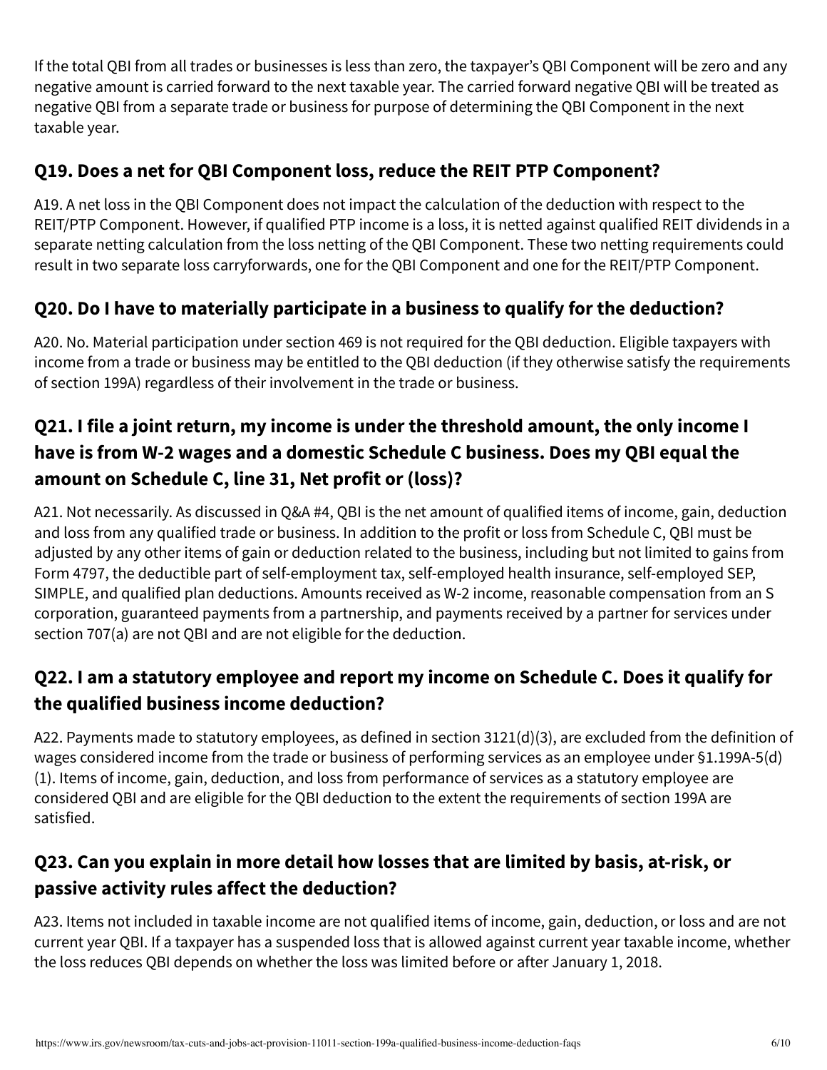If the total QBI from all trades or businesses is less than zero, the taxpayer's QBI Component will be zero and any negative amount is carried forward to the next taxable year. The carried forward negative QBI will be treated as negative QBI from a separate trade or business for purpose of determining the QBI Component in the next taxable year.

## Q19. Does a net for QBI Component loss, reduce the REIT PTP Component?

A19. A net loss in the QBI Component does not impact the calculation of the deduction with respect to the REIT/PTP Component. However, if qualified PTP income is a loss, it is netted against qualified REIT dividends in a separate netting calculation from the loss netting of the QBI Component. These two netting requirements could result in two separate loss carryforwards, one for the QBI Component and one for the REIT/PTP Component.

## Q20. Do I have to materially participate in a business to qualify for the deduction?

A20. No. Material participation under section 469 is not required for the QBI deduction. Eligible taxpayers with income from a trade or business may be entitled to the QBI deduction (if they otherwise satisfy the requirements of section 199A) regardless of their involvement in the trade or business.

## Q21. I file a joint return, my income is under the threshold amount, the only income I have is from W-2 wages and a domestic Schedule C business. Does my QBI equal the amount on Schedule C, line 31, Net profit or (loss)?

A21. Not necessarily. As discussed in Q&A #4, QBI is the net amount of qualified items of income, gain, deduction and loss from any qualified trade or business. In addition to the profit or loss from Schedule C, QBI must be adjusted by any other items of gain or deduction related to the business, including but not limited to gains from Form 4797, the deductible part of self-employment tax, self-employed health insurance, self-employed SEP, SIMPLE, and qualified plan deductions. Amounts received as W-2 income, reasonable compensation from an S corporation, guaranteed payments from a partnership, and payments received by a partner for services under section 707(a) are not QBI and are not eligible for the deduction.

## Q22. I am a statutory employee and report my income on Schedule C. Does it qualify for the qualified business income deduction?

A22. Payments made to statutory employees, as defined in section 3121(d)(3), are excluded from the definition of wages considered income from the trade or business of performing services as an employee under §1.199A-5(d)(1). Items of income, gain, deduction, and loss from performance of services as a statutory employee are considered QBI and are eligible for the QBI deduction to the extent the requirements of section 199A are satisfied.

## Q23. Can you explain in more detail how losses that are limited by basis, at-risk, or passive activity rules affect the deduction?

A23. Items not included in taxable income are not qualified items of income, gain, deduction, or loss and are not current year QBI. If a taxpayer has a suspended loss that is allowed against current year taxable income, whether the loss reduces QBI depends on whether the loss was limited before or after January 1, 2018.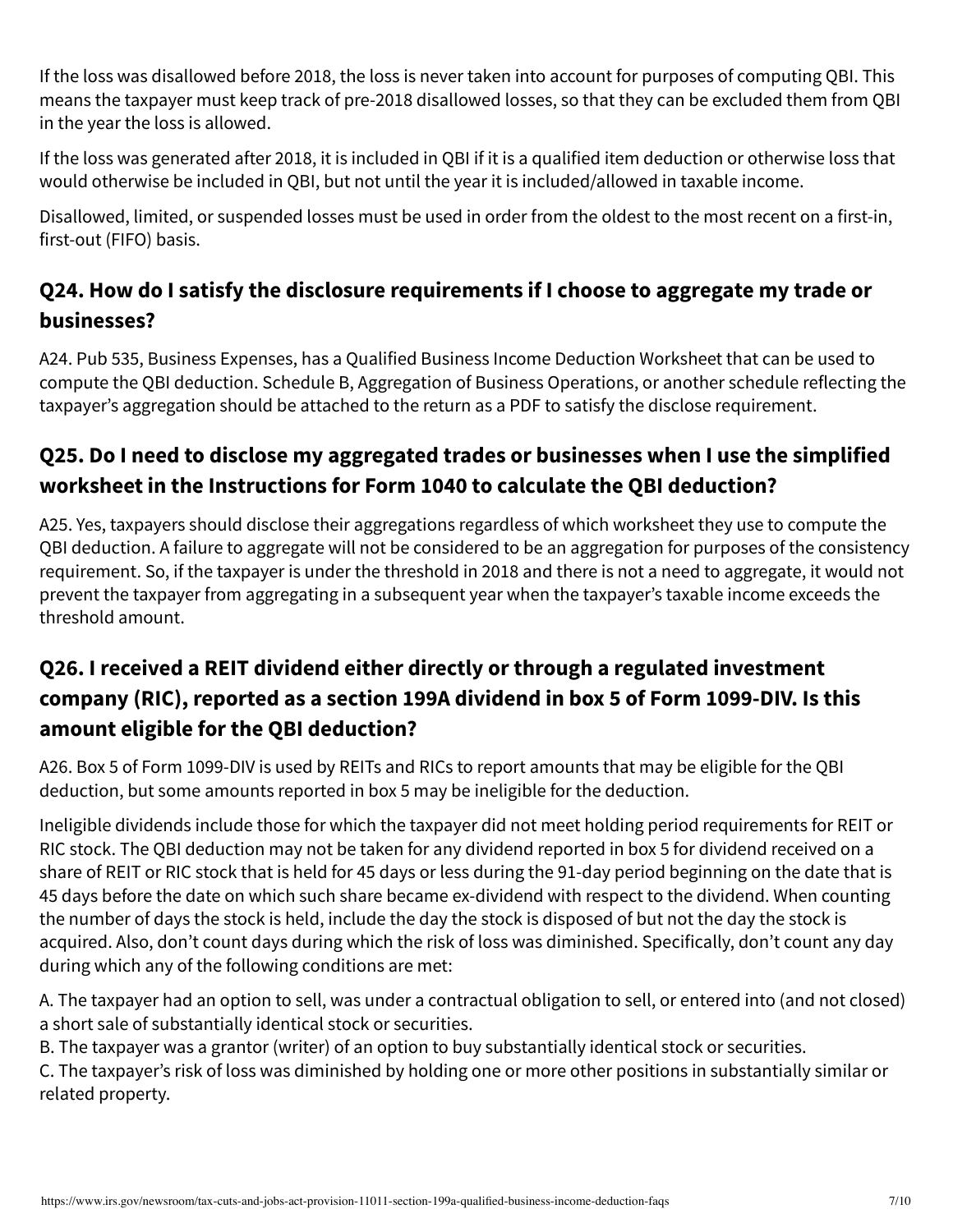If the loss was disallowed before 2018, the loss is never taken into account for purposes of computing QBI. This means the taxpayer must keep track of pre-2018 disallowed losses, so that they can be excluded them from QBI in the year the loss is allowed.

If the loss was generated after 2018, it is included in QBI if it is a qualified item deduction or otherwise loss that would otherwise be included in QBI, but not until the year it is included/allowed in taxable income.

Disallowed, limited, or suspended losses must be used in order from the oldest to the most recent on a first-in, first-out (FIFO) basis.

## Q24. How do I satisfy the disclosure requirements if I choose to aggregate my trade or businesses?

A24. Pub 535, Business Expenses, has a Qualified Business Income Deduction Worksheet that can be used to compute the QBI deduction. Schedule B, Aggregation of Business Operations, or another schedule reflecting the taxpayer's aggregation should be attached to the return as a PDF to satisfy the disclose requirement.

## Q25. Do I need to disclose my aggregated trades or businesses when I use the simplified worksheet in the Instructions for Form 1040 to calculate the QBI deduction?

A25. Yes, taxpayers should disclose their aggregations regardless of which worksheet they use to compute the QBI deduction. A failure to aggregate will not be considered to be an aggregation for purposes of the consistency requirement. So, if the taxpayer is under the threshold in 2018 and there is not a need to aggregate, it would not prevent the taxpayer from aggregating in a subsequent year when the taxpayer's taxable income exceeds the threshold amount.

## Q26. I received a REIT dividend either directly or through a regulated investment company (RIC), reported as a section 199A dividend in box 5 of Form 1099-DIV. Is this amount eligible for the QBI deduction?

A26. Box 5 of Form 1099-DIV is used by REITs and RICs to report amounts that may be eligible for the QBI deduction, but some amounts reported in box 5 may be ineligible for the deduction.

Ineligible dividends include those for which the taxpayer did not meet holding period requirements for REIT or RIC stock. The QBI deduction may not be taken for any dividend reported in box 5 for dividend received on a share of REIT or RIC stock that is held for 45 days or less during the 91-day period beginning on the date that is 45 days before the date on which such share became ex-dividend with respect to the dividend. When counting the number of days the stock is held, include the day the stock is disposed of but not the day the stock is acquired. Also, don't count days during which the risk of loss was diminished. Specifically, don't count any day during which any of the following conditions are met:

A. The taxpayer had an option to sell, was under a contractual obligation to sell, or entered into (and not closed) a short sale of substantially identical stock or securities.  
B. The taxpayer was a grantor (writer) of an option to buy substantially identical stock or securities.  
C. The taxpayer's risk of loss was diminished by holding one or more other positions in substantially similar or related property.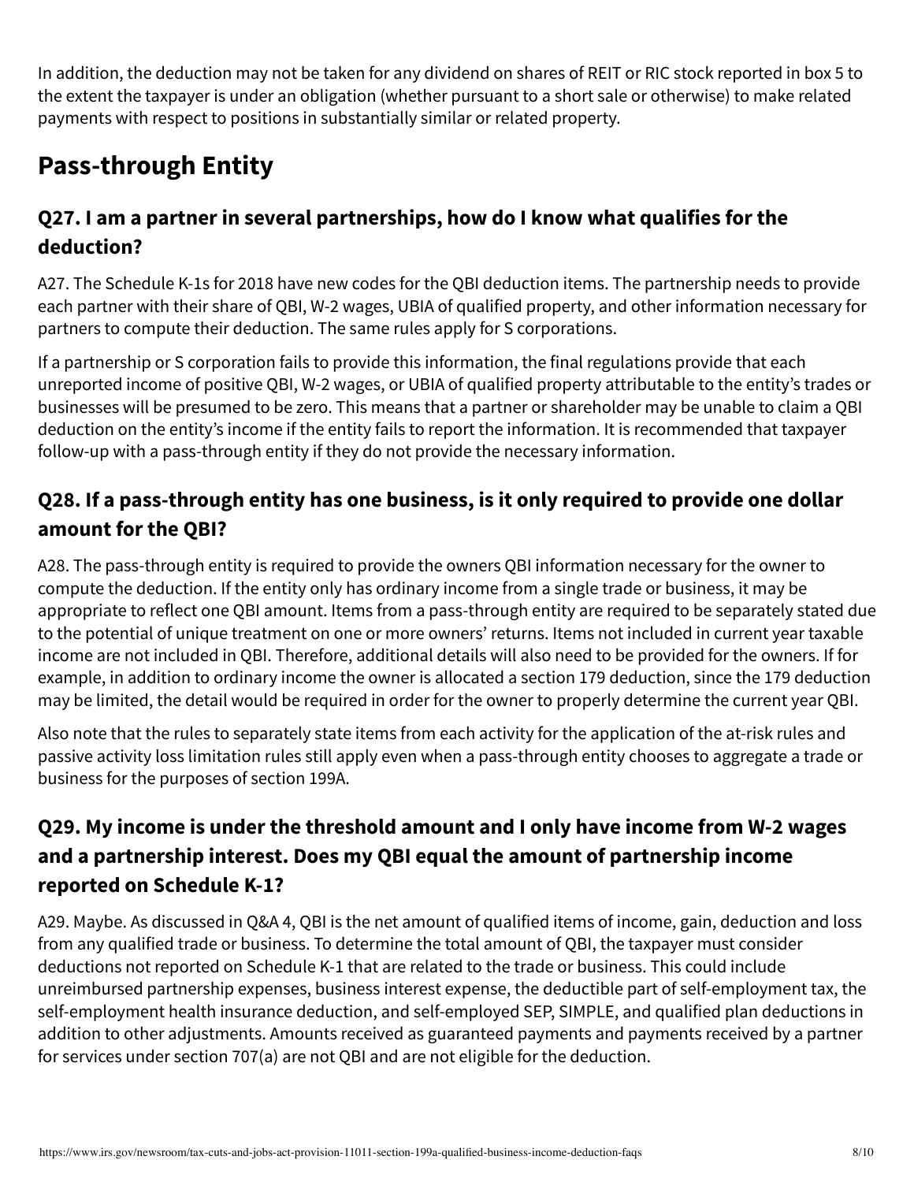In addition, the deduction may not be taken for any dividend on shares of REIT or RIC stock reported in box 5 to the extent the taxpayer is under an obligation (whether pursuant to a short sale or otherwise) to make related payments with respect to positions in substantially similar or related property.

## Pass-through Entity

### Q27. I am a partner in several partnerships, how do I know what qualifies for the deduction?

A27. The Schedule K-1s for 2018 have new codes for the QBI deduction items. The partnership needs to provide each partner with their share of QBI, W-2 wages, UBIA of qualified property, and other information necessary for partners to compute their deduction. The same rules apply for S corporations.

If a partnership or S corporation fails to provide this information, the final regulations provide that each unreported income of positive QBI, W-2 wages, or UBIA of qualified property attributable to the entity's trades or businesses will be presumed to be zero. This means that a partner or shareholder may be unable to claim a QBI deduction on the entity's income if the entity fails to report the information. It is recommended that taxpayer follow-up with a pass-through entity if they do not provide the necessary information.

### Q28. If a pass-through entity has one business, is it only required to provide one dollar amount for the QBI?

A28. The pass-through entity is required to provide the owners QBI information necessary for the owner to compute the deduction. If the entity only has ordinary income from a single trade or business, it may be appropriate to reflect one QBI amount. Items from a pass-through entity are required to be separately stated due to the potential of unique treatment on one or more owners' returns. Items not included in current year taxable income are not included in QBI. Therefore, additional details will also need to be provided for the owners. If for example, in addition to ordinary income the owner is allocated a section 179 deduction, since the 179 deduction may be limited, the detail would be required in order for the owner to properly determine the current year QBI.

Also note that the rules to separately state items from each activity for the application of the at-risk rules and passive activity loss limitation rules still apply even when a pass-through entity chooses to aggregate a trade or business for the purposes of section 199A.

### Q29. My income is under the threshold amount and I only have income from W-2 wages and a partnership interest. Does my QBI equal the amount of partnership income reported on Schedule K-1?

A29. Maybe. As discussed in Q&A 4, QBI is the net amount of qualified items of income, gain, deduction and loss from any qualified trade or business. To determine the total amount of QBI, the taxpayer must consider deductions not reported on Schedule K-1 that are related to the trade or business. This could include unreimbursed partnership expenses, business interest expense, the deductible part of self-employment tax, the self-employment health insurance deduction, and self-employed SEP, SIMPLE, and qualified plan deductions in addition to other adjustments. Amounts received as guaranteed payments and payments received by a partner for services under section 707(a) are not QBI and are not eligible for the deduction.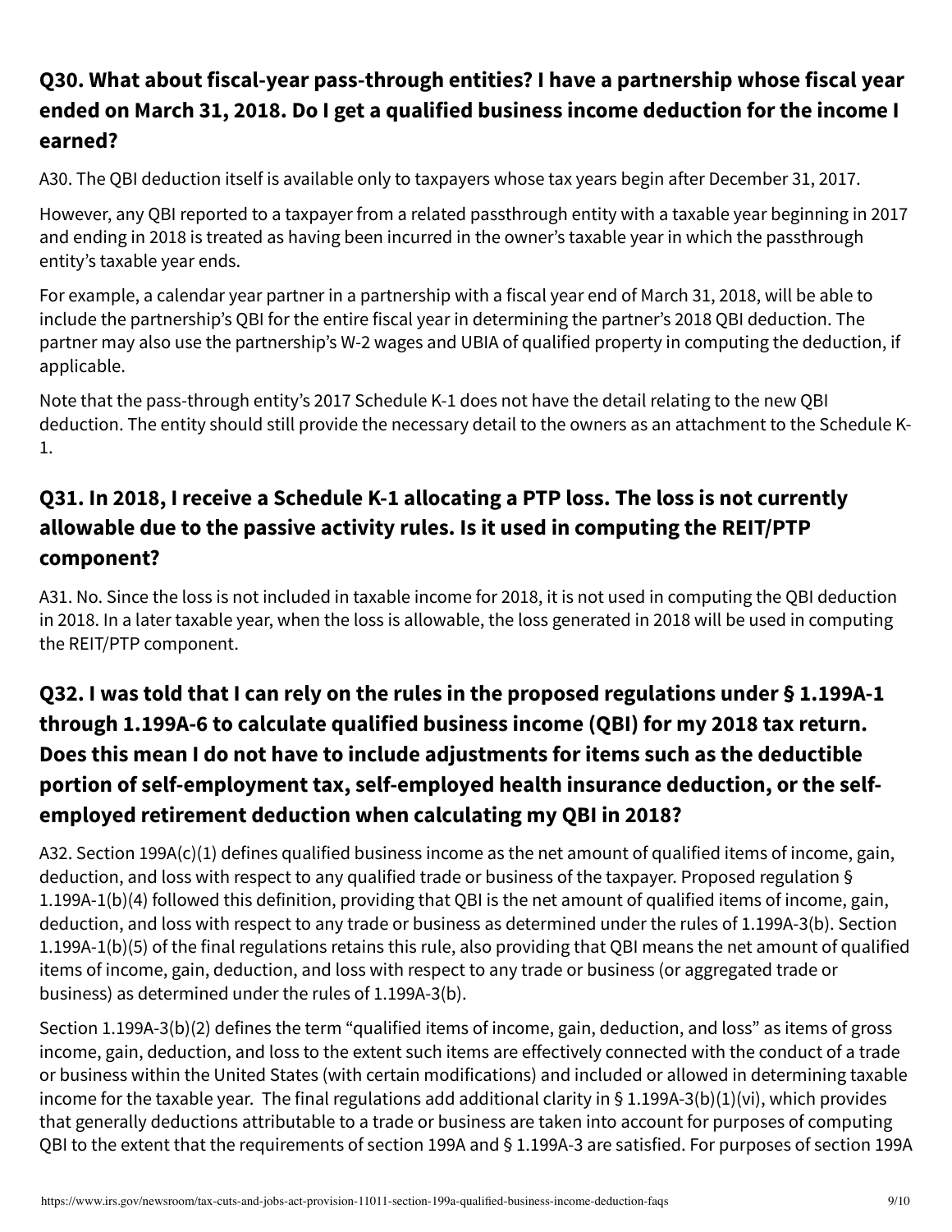## Q30. What about fiscal-year pass-through entities? I have a partnership whose fiscal year ended on March 31, 2018. Do I get a qualified business income deduction for the income I earned?

A30. The QBI deduction itself is available only to taxpayers whose tax years begin after December 31, 2017.

However, any QBI reported to a taxpayer from a related passthrough entity with a taxable year beginning in 2017 and ending in 2018 is treated as having been incurred in the owner's taxable year in which the passthrough entity's taxable year ends.

For example, a calendar year partner in a partnership with a fiscal year end of March 31, 2018, will be able to include the partnership's QBI for the entire fiscal year in determining the partner's 2018 QBI deduction. The partner may also use the partnership's W-2 wages and UBIA of qualified property in computing the deduction, if applicable.

Note that the pass-through entity's 2017 Schedule K-1 does not have the detail relating to the new QBI deduction. The entity should still provide the necessary detail to the owners as an attachment to the Schedule K-1.

## Q31. In 2018, I receive a Schedule K-1 allocating a PTP loss. The loss is not currently allowable due to the passive activity rules. Is it used in computing the REIT/PTP component?

A31. No. Since the loss is not included in taxable income for 2018, it is not used in computing the QBI deduction in 2018. In a later taxable year, when the loss is allowable, the loss generated in 2018 will be used in computing the REIT/PTP component.

## Q32. I was told that I can rely on the rules in the proposed regulations under § 1.199A-1 through 1.199A-6 to calculate qualified business income (QBI) for my 2018 tax return. Does this mean I do not have to include adjustments for items such as the deductible portion of self-employment tax, self-employed health insurance deduction, or the self-employed retirement deduction when calculating my QBI in 2018?

A32. Section 199A(c)(1) defines qualified business income as the net amount of qualified items of income, gain, deduction, and loss with respect to any qualified trade or business of the taxpayer. Proposed regulation § 1.199A-1(b)(4) followed this definition, providing that QBI is the net amount of qualified items of income, gain, deduction, and loss with respect to any trade or business as determined under the rules of 1.199A-3(b). Section 1.199A-1(b)(5) of the final regulations retains this rule, also providing that QBI means the net amount of qualified items of income, gain, deduction, and loss with respect to any trade or business (or aggregated trade or business) as determined under the rules of 1.199A-3(b).

Section 1.199A-3(b)(2) defines the term "qualified items of income, gain, deduction, and loss" as items of gross income, gain, deduction, and loss to the extent such items are effectively connected with the conduct of a trade or business within the United States (with certain modifications) and included or allowed in determining taxable income for the taxable year. The final regulations add additional clarity in § 1.199A-3(b)(1)(vi), which provides that generally deductions attributable to a trade or business are taken into account for purposes of computing QBI to the extent that the requirements of section 199A and § 1.199A-3 are satisfied. For purposes of section 199A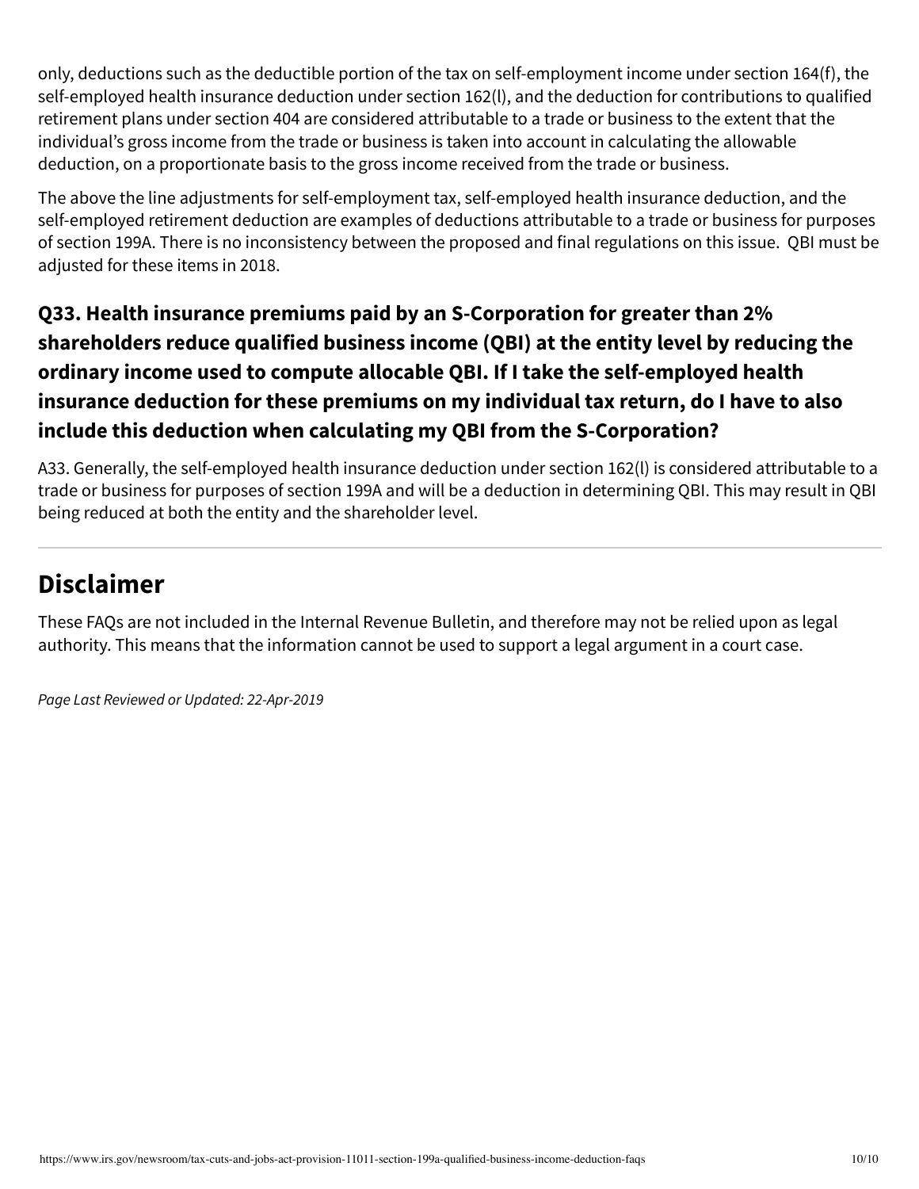only, deductions such as the deductible portion of the tax on self-employment income under section 164(f), the self-employed health insurance deduction under section 162(l), and the deduction for contributions to qualified retirement plans under section 404 are considered attributable to a trade or business to the extent that the individual's gross income from the trade or business is taken into account in calculating the allowable deduction, on a proportionate basis to the gross income received from the trade or business.

The above the line adjustments for self-employment tax, self-employed health insurance deduction, and the self-employed retirement deduction are examples of deductions attributable to a trade or business for purposes of section 199A. There is no inconsistency between the proposed and final regulations on this issue. QBI must be adjusted for these items in 2018.

### Q33. Health insurance premiums paid by an S-Corporation for greater than 2% shareholders reduce qualified business income (QBI) at the entity level by reducing the ordinary income used to compute allocable QBI. If I take the self-employed health insurance deduction for these premiums on my individual tax return, do I have to also include this deduction when calculating my QBI from the S-Corporation?

A33. Generally, the self-employed health insurance deduction under section 162(l) is considered attributable to a trade or business for purposes of section 199A and will be a deduction in determining QBI. This may result in QBI being reduced at both the entity and the shareholder level.

---

## Disclaimer

These FAQs are not included in the Internal Revenue Bulletin, and therefore may not be relied upon as legal authority. This means that the information cannot be used to support a legal argument in a court case.

*Page Last Reviewed or Updated: 22-Apr-2019*